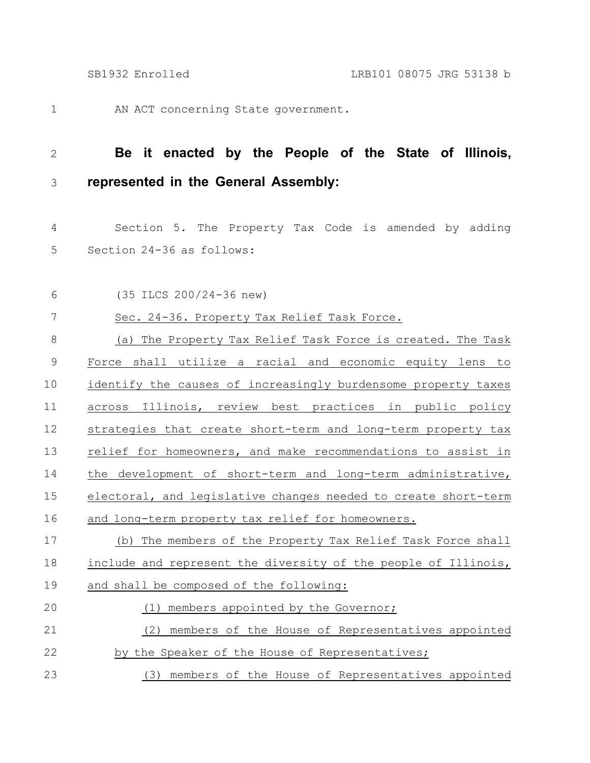AN ACT concerning State government.

**Be it enacted by the People of the State of Illinois, represented in the General Assembly:**

Section 5. The Property Tax Code is amended by adding Section 24-36 as follows:

(35 ILCS 200/24-36 new)

Sec. 24-36. Property Tax Relief Task Force.

(a) The Property Tax Relief Task Force is created. The Task Force shall utilize a racial and economic equity lens to identify the causes of increasingly burdensome property taxes across Illinois, review best practices in public policy strategies that create short-term and long-term property tax relief for homeowners, and make recommendations to assist in the development of short-term and long-term administrative, electoral, and legislative changes needed to create short-term and long-term property tax relief for homeowners.

(b) The members of the Property Tax Relief Task Force shall include and represent the diversity of the people of Illinois, and shall be composed of the following:

(1) members appointed by the Governor;

(2) members of the House of Representatives appointed by the Speaker of the House of Representatives;

(3) members of the House of Representatives appointed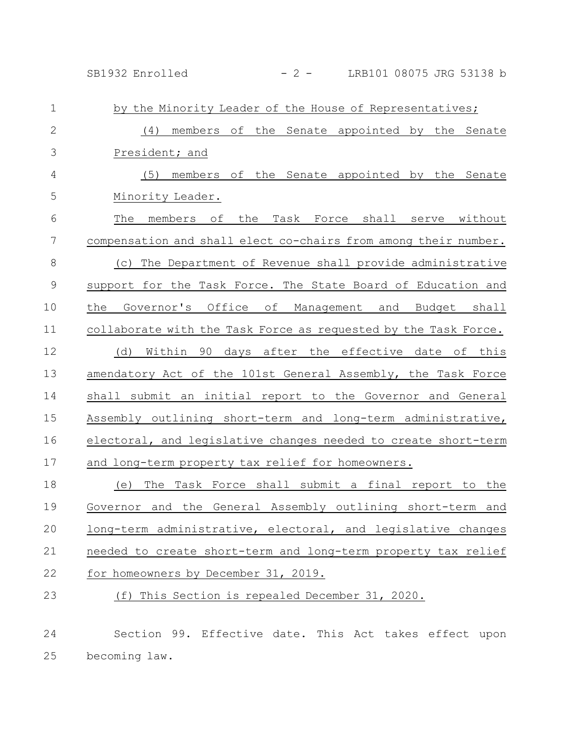by the Minority Leader of the House of Representatives;

(4) members of the Senate appointed by the Senate President; and

(5) members of the Senate appointed by the Senate Minority Leader.

The members of the Task Force shall serve without compensation and shall elect co-chairs from among their number.

(c) The Department of Revenue shall provide administrative support for the Task Force. The State Board of Education and the Governor's Office of Management and Budget shall collaborate with the Task Force as requested by the Task Force.

(d) Within 90 days after the effective date of this amendatory Act of the 101st General Assembly, the Task Force shall submit an initial report to the Governor and General Assembly outlining short-term and long-term administrative, electoral, and legislative changes needed to create short-term and long-term property tax relief for homeowners.

(e) The Task Force shall submit a final report to the Governor and the General Assembly outlining short-term and long-term administrative, electoral, and legislative changes needed to create short-term and long-term property tax relief for homeowners by December 31, 2019.

(f) This Section is repealed December 31, 2020.

Section 99. Effective date. This Act takes effect upon becoming law.